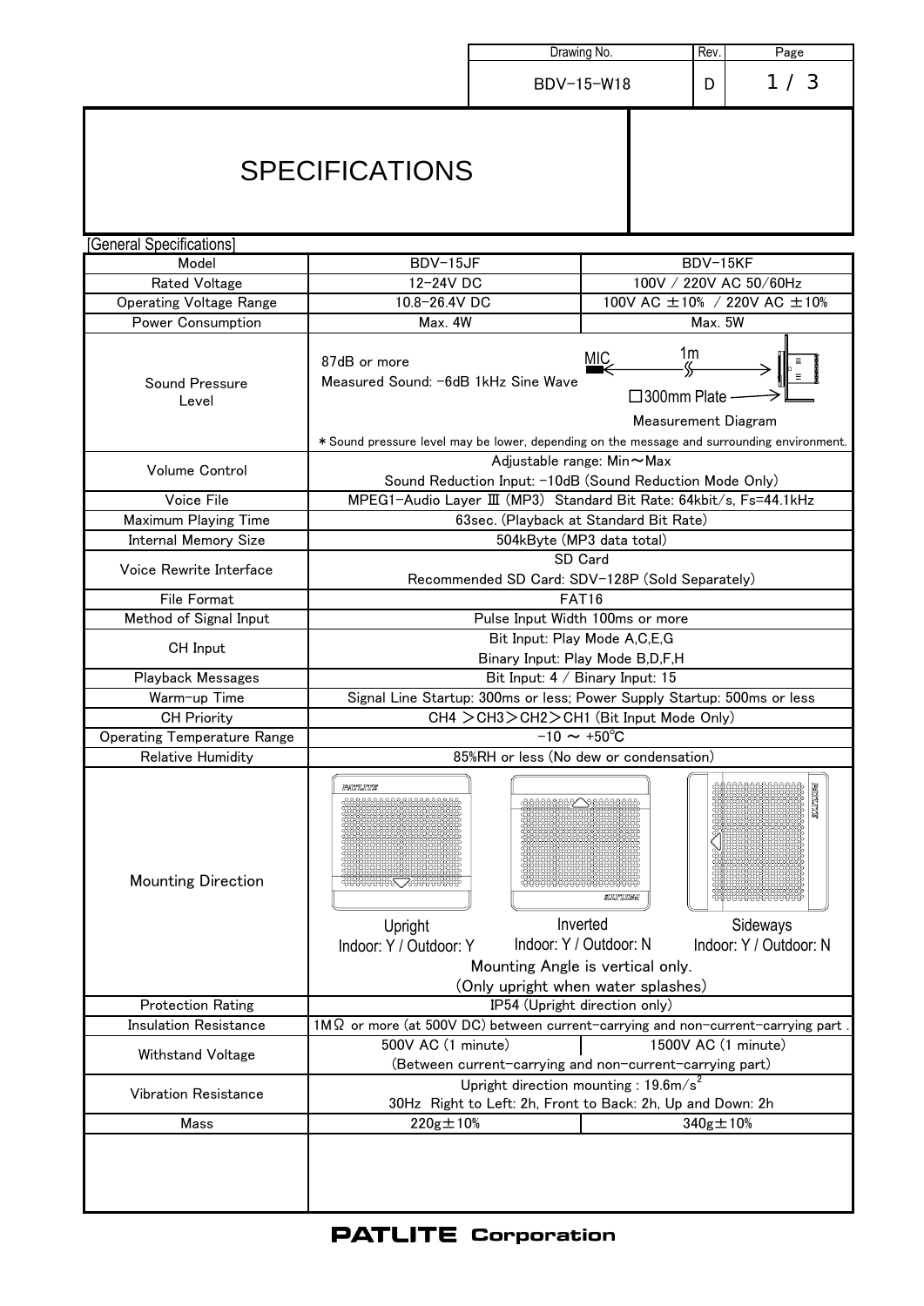| Drawing No. | Rev. | Page |
|---|---|---|
| BDV-15-W18 | D | 1 / 3 |

# SPECIFICATIONS

[General Specifications]

| Model | BDV-15JF | BDV-15KF |
|---|---|---|
| Rated Voltage | 12-24V DC | 100V / 220V AC 50/60Hz |
| Operating Voltage Range | 10.8-26.4V DC | 100V AC ±10% / 220V AC ±10% |
| Power Consumption | Max. 4W | Max. 5W |
| Sound Pressure Level | 87dB or more<br>Measured Sound: -6dB 1kHz Sine Wave<br>MIC 1m □300mm Plate<br>Measurement Diagram<br>*Sound pressure level may be lower, depending on the message and surrounding environment. | |
| Volume Control | Adjustable range: Min～Max<br>Sound Reduction Input: -10dB (Sound Reduction Mode Only) | |
| Voice File | MPEG1-Audio Layer Ⅲ (MP3) Standard Bit Rate: 64kbit/s, Fs=44.1kHz | |
| Maximum Playing Time | 63sec. (Playback at Standard Bit Rate) | |
| Internal Memory Size | 504kByte (MP3 data total) | |
| Voice Rewrite Interface | SD Card<br>Recommended SD Card: SDV-128P (Sold Separately) | |
| File Format | FAT16 | |
| Method of Signal Input | Pulse Input Width 100ms or more | |
| CH Input | Bit Input: Play Mode A,C,E,G<br>Binary Input: Play Mode B,D,F,H | |
| Playback Messages | Bit Input: 4 / Binary Input: 15 | |
| Warm-up Time | Signal Line Startup: 300ms or less; Power Supply Startup: 500ms or less | |
| CH Priority | CH4 ＞CH3＞CH2＞CH1 (Bit Input Mode Only) | |
| Operating Temperature Range | -10 ～ +50℃ | |
| Relative Humidity | 85%RH or less (No dew or condensation) | |
| Mounting Direction | Upright: Indoor: Y / Outdoor: Y<br>Inverted: Indoor: Y / Outdoor: N<br>Sideways: Indoor: Y / Outdoor: N<br>Mounting Angle is vertical only.<br>(Only upright when water splashes) | |
| Protection Rating | IP54 (Upright direction only) | |
| Insulation Resistance | 1MΩ or more (at 500V DC) between current-carrying and non-current-carrying part . | |
| Withstand Voltage | 500V AC (1 minute) | 1500V AC (1 minute) |
| | (Between current-carrying and non-current-carrying part) | |
| Vibration Resistance | Upright direction mounting : 19.6m/s$^2$<br>30Hz Right to Left: 2h, Front to Back: 2h, Up and Down: 2h | |
| Mass | 220g±10% | 340g±10% |

**PATLITE Corporation**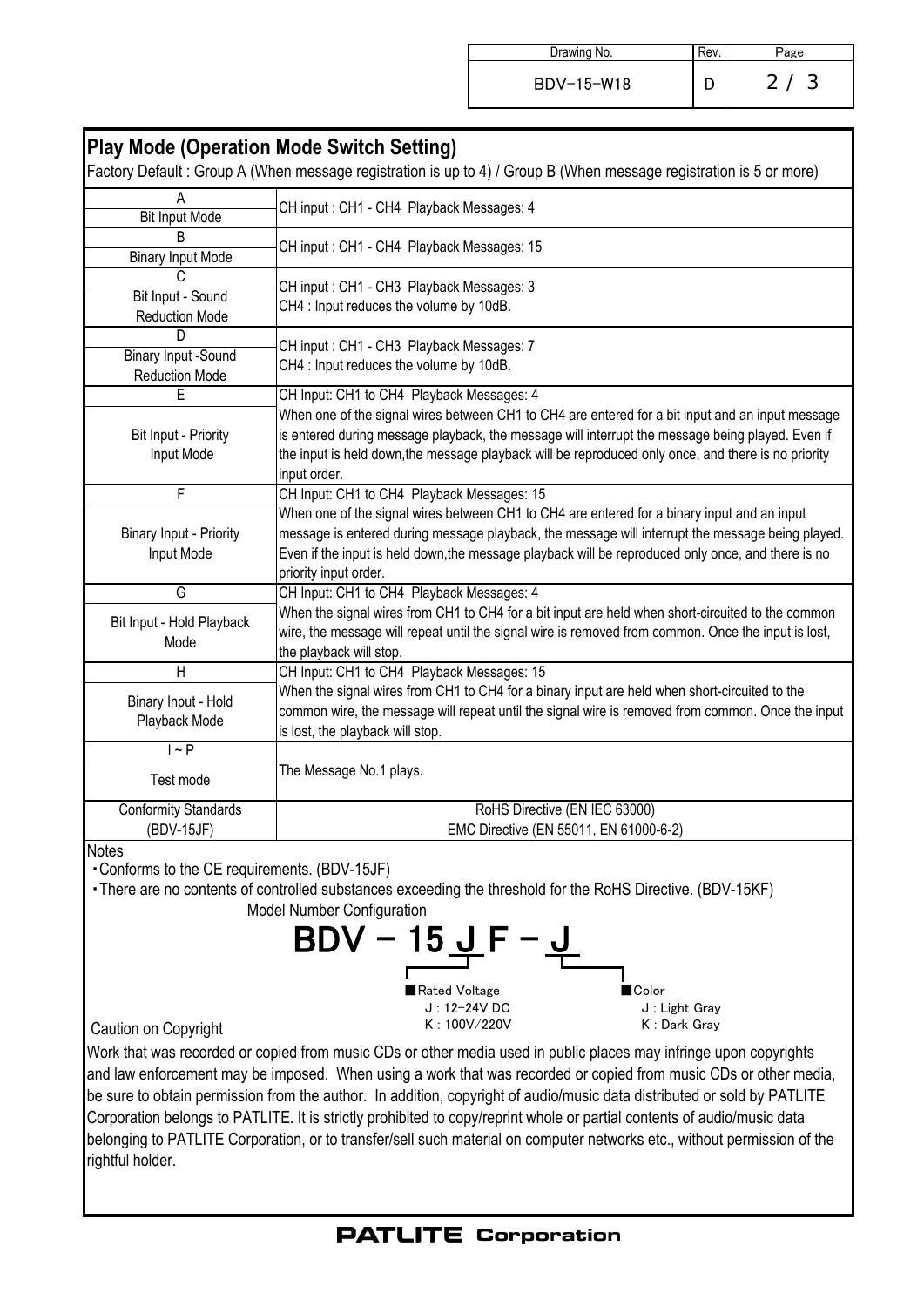## Play Mode (Operation Mode Switch Setting)

Factory Default : Group A (When message registration is up to 4) / Group B (When message registration is 5 or more)

| Mode | Description |
|---|---|
| A<br>Bit Input Mode | CH input : CH1 - CH4 Playback Messages: 4 |
| B<br>Binary Input Mode | CH input : CH1 - CH4 Playback Messages: 15 |
| C<br>Bit Input - Sound Reduction Mode | CH input : CH1 - CH3 Playback Messages: 3<br>CH4 : Input reduces the volume by 10dB. |
| D<br>Binary Input -Sound Reduction Mode | CH input : CH1 - CH3 Playback Messages: 7<br>CH4 : Input reduces the volume by 10dB. |
| E<br>Bit Input - Priority Input Mode | CH Input: CH1 to CH4 Playback Messages: 4<br>When one of the signal wires between CH1 to CH4 are entered for a bit input and an input message is entered during message playback, the message will interrupt the message being played. Even if the input is held down,the message playback will be reproduced only once, and there is no priority input order. |
| F<br>Binary Input - Priority Input Mode | CH Input: CH1 to CH4 Playback Messages: 15<br>When one of the signal wires between CH1 to CH4 are entered for a binary input and an input message is entered during message playback, the message will interrupt the message being played. Even if the input is held down,the message playback will be reproduced only once, and there is no priority input order. |
| G<br>Bit Input - Hold Playback Mode | CH Input: CH1 to CH4 Playback Messages: 4<br>When the signal wires from CH1 to CH4 for a bit input are held when short-circuited to the common wire, the message will repeat until the signal wire is removed from common. Once the input is lost, the playback will stop. |
| H<br>Binary Input - Hold Playback Mode | CH Input: CH1 to CH4 Playback Messages: 15<br>When the signal wires from CH1 to CH4 for a binary input are held when short-circuited to the common wire, the message will repeat until the signal wire is removed from common. Once the input is lost, the playback will stop. |
| I ~ P<br>Test mode | The Message No.1 plays. |
| Conformity Standards (BDV-15JF) | RoHS Directive (EN IEC 63000)<br>EMC Directive (EN 55011, EN 61000-6-2) |

Notes

- Conforms to the CE requirements. (BDV-15JF)
- There are no contents of controlled substances exceeding the threshold for the RoHS Directive. (BDV-15KF)

Model Number Configuration

**BDV − 15 J F − J**

- ■Rated Voltage
  - J : 12-24V DC
  - K : 100V/220V
- ■Color
  - J : Light Gray
  - K : Dark Gray

Caution on Copyright

Work that was recorded or copied from music CDs or other media used in public places may infringe upon copyrights and law enforcement may be imposed. When using a work that was recorded or copied from music CDs or other media, be sure to obtain permission from the author. In addition, copyright of audio/music data distributed or sold by PATLITE Corporation belongs to PATLITE. It is strictly prohibited to copy/reprint whole or partial contents of audio/music data belonging to PATLITE Corporation, or to transfer/sell such material on computer networks etc., without permission of the rightful holder.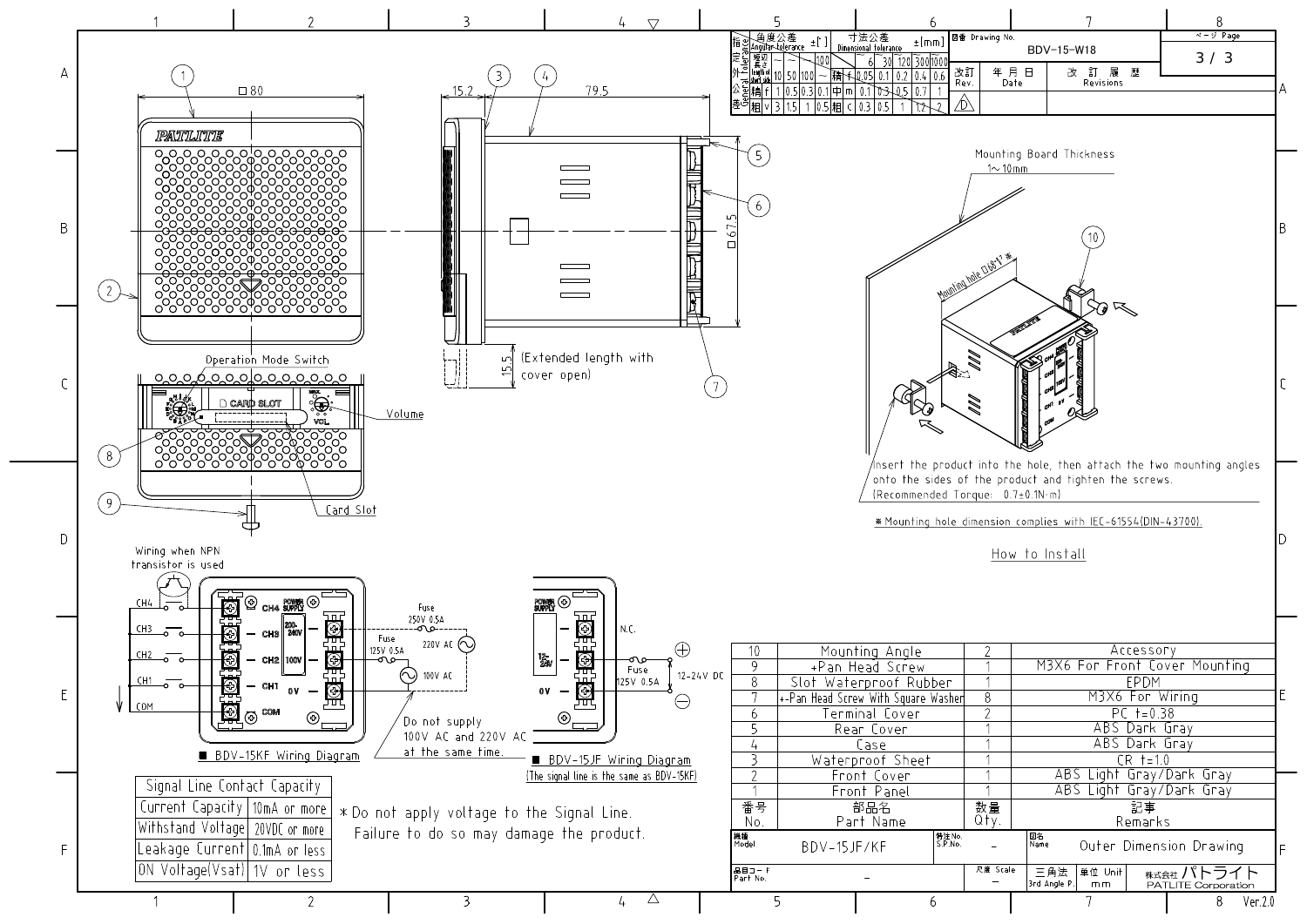# Outer Dimension Drawing

**Model:** BDV-15JF/KF
**Drawing No.:** BDV-15-W18
**Unit:** mm
**Scale:** –
**3rd Angle P.**
株式会社パトライト PATLITE Corporation

## General Tolerance

| 指定外公差 General tolerance | 角度公差 Angular tolerance ±[°] | | | | 寸法公差 Dimensional tolerance ±[mm] | | | | | | |
|---|---|---|---|---|---|---|---|---|---|---|---|
| 短辺の長さ Length of short side | ~10 | 10~50 | 50~100 | 100~ | | ~6 | 6~30 | 30~120 | 120~300 | 300~1000 | |
| 精 f | 1 | 0.5 | 0.3 | 0.1 | 精 f | 0.05 | 0.1 | 0.2 | 0.4 | 0.6 | |
| 中 m | | | | | 中 m | 0.1 | 0.3 | 0.5 | 0.7 | 1 | |
| 粗 v | 3 | 1.5 | 1 | 0.5 | 粗 c | 0.3 | 0.5 | 1 | 1.2 | 2 | |

| 改訂 Rev. | 年月日 Date | 改訂履歴 Revisions |
|---|---|---|
| A | | |

## Dimensions

- □80
- 15.2
- 79.5
- □67.5
- 15.5 (Extended length with cover open)
- Operation Mode Switch
- Volume
- CARD SLOT
- Card Slot

## How to Install

Mounting Board Thickness 1~10mm

Mounting hole □68$^{+0.7}_{0}$ ※

Insert the product into the hole, then attach the two mounting angles onto the sides of the product and tighten the screws.
(Recommended Torque: 0.7±0.1N·m)

※ Mounting hole dimension complies with IEC-61554(DIN-43700).

## Wiring

Wiring when NPN transistor is used

CH4, CH3, CH2, CH1, COM

POWER SUPPLY: 200-240V / 100V / 0V

Fuse 250V 0.5A — 220V AC

Fuse 125V 0.5A — 100V AC

Do not supply 100V AC and 220V AC at the same time.

■ BDV-15KF Wiring Diagram

POWER SUPPLY: 12-24V, N.C., 0V

Fuse 125V 0.5A — 12-24V DC

■ BDV-15JF Wiring Diagram
(The signal line is the same as BDV-15KF)

| Signal Line Contact Capacity | |
|---|---|
| Current Capacity | 10mA or more |
| Withstand Voltage | 20VDC or more |
| Leakage Current | 0.1mA or less |
| ON Voltage(Vsat) | 1V or less |

＊Do not apply voltage to the Signal Line. Failure to do so may damage the product.

## Parts List

| 番号 No. | 部品名 Part Name | 数量 Qty. | 記事 Remarks |
|---|---|---|---|
| 10 | Mounting Angle | 2 | Accessory |
| 9 | +Pan Head Screw | 1 | M3X6 For Front Cover Mounting |
| 8 | Slot Waterproof Rubber | 1 | EPDM |
| 7 | +-Pan Head Screw With Square Washer | 8 | M3X6 For Wiring |
| 6 | Terminal Cover | 2 | PC t=0.38 |
| 5 | Rear Cover | 1 | ABS Dark Gray |
| 4 | Case | 1 | ABS Dark Gray |
| 3 | Waterproof Sheet | 1 | CR t=1.0 |
| 2 | Front Cover | 1 | ABS Light Gray/Dark Gray |
| 1 | Front Panel | 1 | ABS Light Gray/Dark Gray |

Ver.2.0